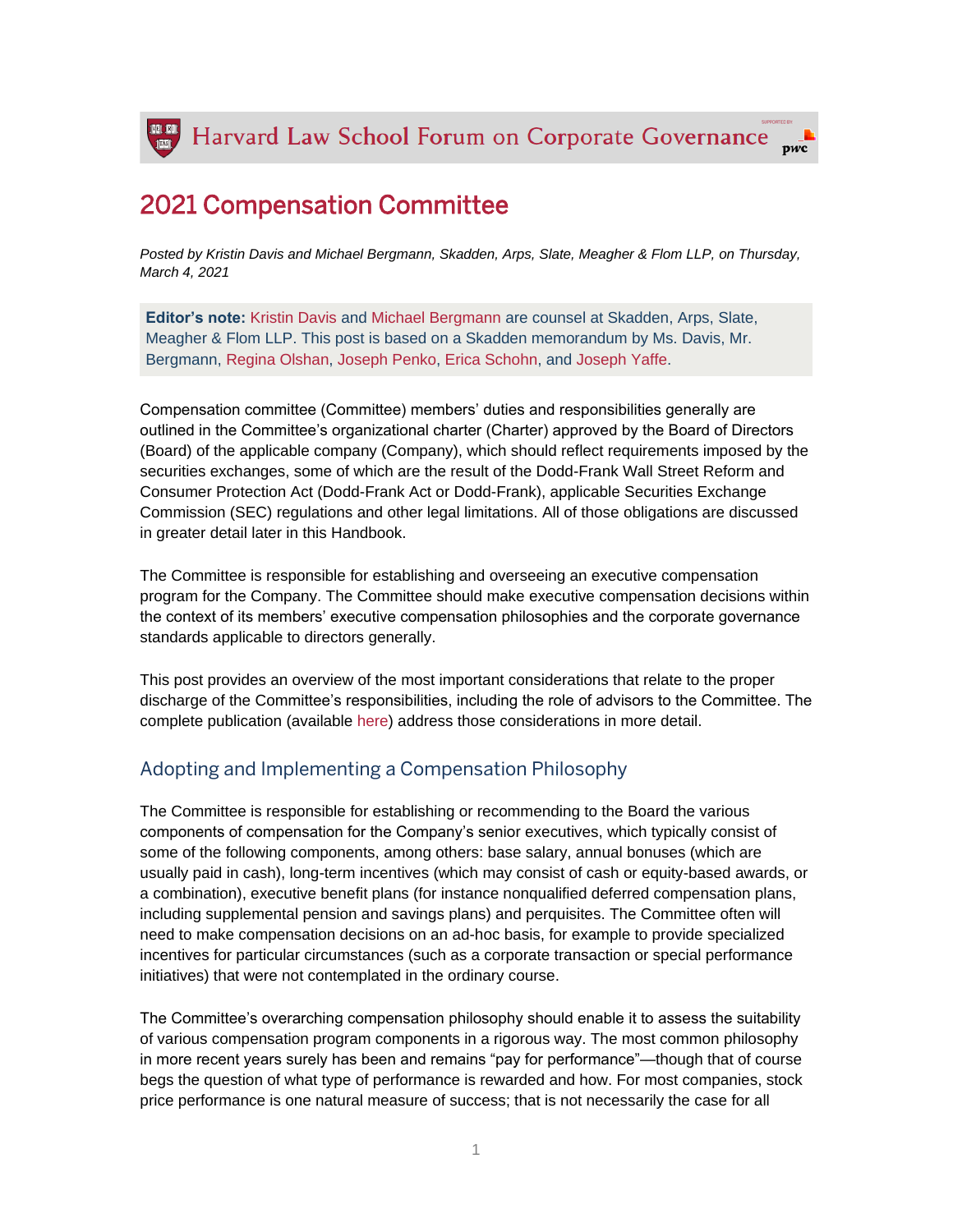# 2021 Compensation Committee

*Posted by Kristin Davis and Michael Bergmann, Skadden, Arps, Slate, Meagher & Flom LLP, on Thursday, March 4, 2021*

**Editor's note:** Kristin Davis and Michael Bergmann are counsel at Skadden, Arps, Slate, Meagher & Flom LLP. This post is based on a Skadden memorandum by Ms. Davis, Mr. Bergmann, Regina Olshan, Joseph Penko, Erica Schohn, and Joseph Yaffe.

Compensation committee (Committee) members' duties and responsibilities generally are outlined in the Committee's organizational charter (Charter) approved by the Board of Directors (Board) of the applicable company (Company), which should reflect requirements imposed by the securities exchanges, some of which are the result of the Dodd-Frank Wall Street Reform and Consumer Protection Act (Dodd-Frank Act or Dodd-Frank), applicable Securities Exchange Commission (SEC) regulations and other legal limitations. All of those obligations are discussed in greater detail later in this Handbook.

The Committee is responsible for establishing and overseeing an executive compensation program for the Company. The Committee should make executive compensation decisions within the context of its members' executive compensation philosophies and the corporate governance standards applicable to directors generally.

This post provides an overview of the most important considerations that relate to the proper discharge of the Committee's responsibilities, including the role of advisors to the Committee. The complete publication (available here) address those considerations in more detail.

## Adopting and Implementing a Compensation Philosophy

The Committee is responsible for establishing or recommending to the Board the various components of compensation for the Company's senior executives, which typically consist of some of the following components, among others: base salary, annual bonuses (which are usually paid in cash), long-term incentives (which may consist of cash or equity-based awards, or a combination), executive benefit plans (for instance nonqualified deferred compensation plans, including supplemental pension and savings plans) and perquisites. The Committee often will need to make compensation decisions on an ad-hoc basis, for example to provide specialized incentives for particular circumstances (such as a corporate transaction or special performance initiatives) that were not contemplated in the ordinary course.

The Committee's overarching compensation philosophy should enable it to assess the suitability of various compensation program components in a rigorous way. The most common philosophy in more recent years surely has been and remains "pay for performance"—though that of course begs the question of what type of performance is rewarded and how. For most companies, stock price performance is one natural measure of success; that is not necessarily the case for all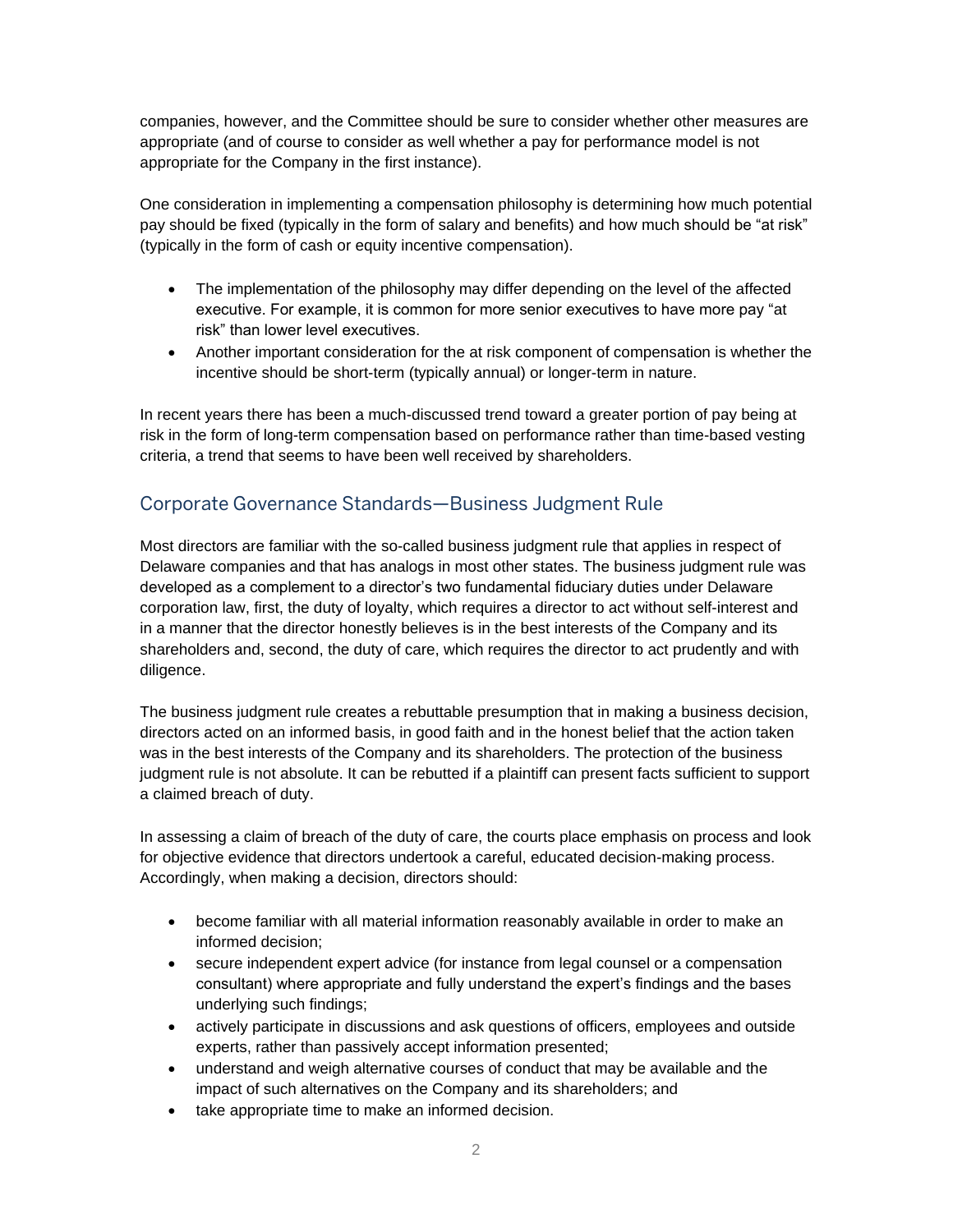companies, however, and the Committee should be sure to consider whether other measures are appropriate (and of course to consider as well whether a pay for performance model is not appropriate for the Company in the first instance).

One consideration in implementing a compensation philosophy is determining how much potential pay should be fixed (typically in the form of salary and benefits) and how much should be "at risk" (typically in the form of cash or equity incentive compensation).

- The implementation of the philosophy may differ depending on the level of the affected executive. For example, it is common for more senior executives to have more pay "at risk" than lower level executives.
- Another important consideration for the at risk component of compensation is whether the incentive should be short-term (typically annual) or longer-term in nature.

In recent years there has been a much-discussed trend toward a greater portion of pay being at risk in the form of long-term compensation based on performance rather than time-based vesting criteria, a trend that seems to have been well received by shareholders.

## Corporate Governance Standards—Business Judgment Rule

Most directors are familiar with the so-called business judgment rule that applies in respect of Delaware companies and that has analogs in most other states. The business judgment rule was developed as a complement to a director's two fundamental fiduciary duties under Delaware corporation law, first, the duty of loyalty, which requires a director to act without self-interest and in a manner that the director honestly believes is in the best interests of the Company and its shareholders and, second, the duty of care, which requires the director to act prudently and with diligence.

The business judgment rule creates a rebuttable presumption that in making a business decision, directors acted on an informed basis, in good faith and in the honest belief that the action taken was in the best interests of the Company and its shareholders. The protection of the business judgment rule is not absolute. It can be rebutted if a plaintiff can present facts sufficient to support a claimed breach of duty.

In assessing a claim of breach of the duty of care, the courts place emphasis on process and look for objective evidence that directors undertook a careful, educated decision-making process. Accordingly, when making a decision, directors should:

- become familiar with all material information reasonably available in order to make an informed decision;
- secure independent expert advice (for instance from legal counsel or a compensation consultant) where appropriate and fully understand the expert's findings and the bases underlying such findings;
- actively participate in discussions and ask questions of officers, employees and outside experts, rather than passively accept information presented;
- understand and weigh alternative courses of conduct that may be available and the impact of such alternatives on the Company and its shareholders; and
- take appropriate time to make an informed decision.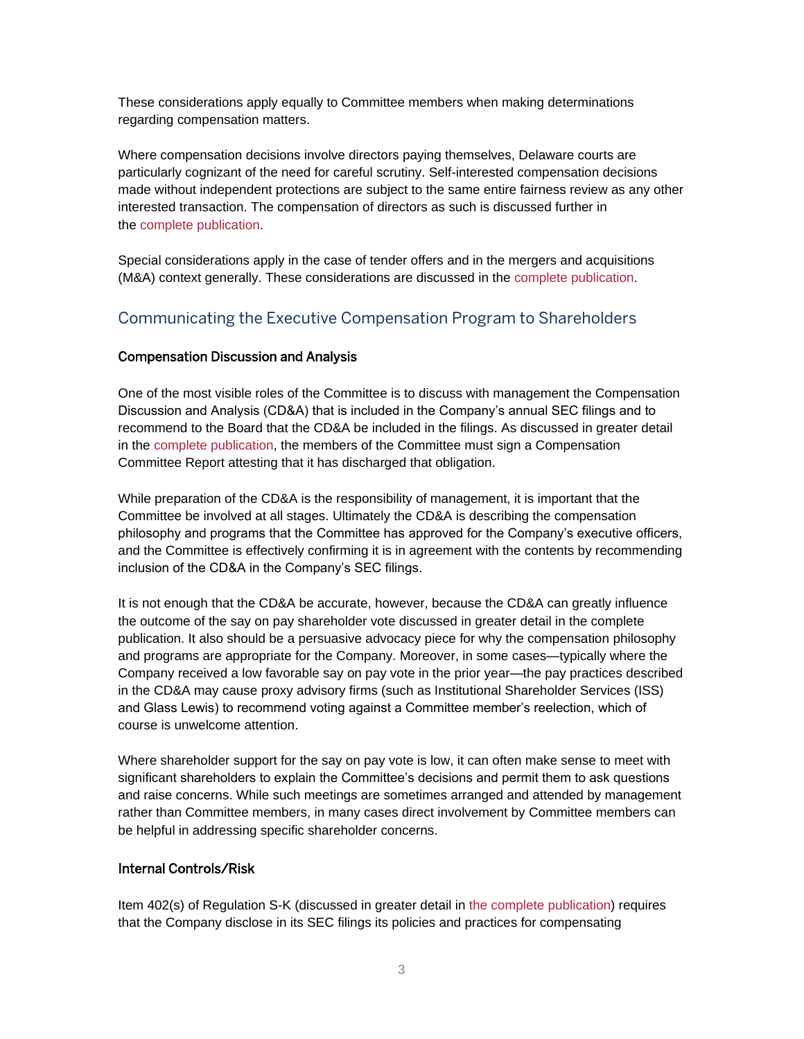These considerations apply equally to Committee members when making determinations regarding compensation matters.

Where compensation decisions involve directors paying themselves, Delaware courts are particularly cognizant of the need for careful scrutiny. Self-interested compensation decisions made without independent protections are subject to the same entire fairness review as any other interested transaction. The compensation of directors as such is discussed further in the complete publication.

Special considerations apply in the case of tender offers and in the mergers and acquisitions (M&A) context generally. These considerations are discussed in the complete publication.

## Communicating the Executive Compensation Program to Shareholders

### Compensation Discussion and Analysis

One of the most visible roles of the Committee is to discuss with management the Compensation Discussion and Analysis (CD&A) that is included in the Company's annual SEC filings and to recommend to the Board that the CD&A be included in the filings. As discussed in greater detail in the complete publication, the members of the Committee must sign a Compensation Committee Report attesting that it has discharged that obligation.

While preparation of the CD&A is the responsibility of management, it is important that the Committee be involved at all stages. Ultimately the CD&A is describing the compensation philosophy and programs that the Committee has approved for the Company's executive officers, and the Committee is effectively confirming it is in agreement with the contents by recommending inclusion of the CD&A in the Company's SEC filings.

It is not enough that the CD&A be accurate, however, because the CD&A can greatly influence the outcome of the say on pay shareholder vote discussed in greater detail in the complete publication. It also should be a persuasive advocacy piece for why the compensation philosophy and programs are appropriate for the Company. Moreover, in some cases—typically where the Company received a low favorable say on pay vote in the prior year—the pay practices described in the CD&A may cause proxy advisory firms (such as Institutional Shareholder Services (ISS) and Glass Lewis) to recommend voting against a Committee member's reelection, which of course is unwelcome attention.

Where shareholder support for the say on pay vote is low, it can often make sense to meet with significant shareholders to explain the Committee's decisions and permit them to ask questions and raise concerns. While such meetings are sometimes arranged and attended by management rather than Committee members, in many cases direct involvement by Committee members can be helpful in addressing specific shareholder concerns.

### Internal Controls/Risk

Item 402(s) of Regulation S-K (discussed in greater detail in the complete publication) requires that the Company disclose in its SEC filings its policies and practices for compensating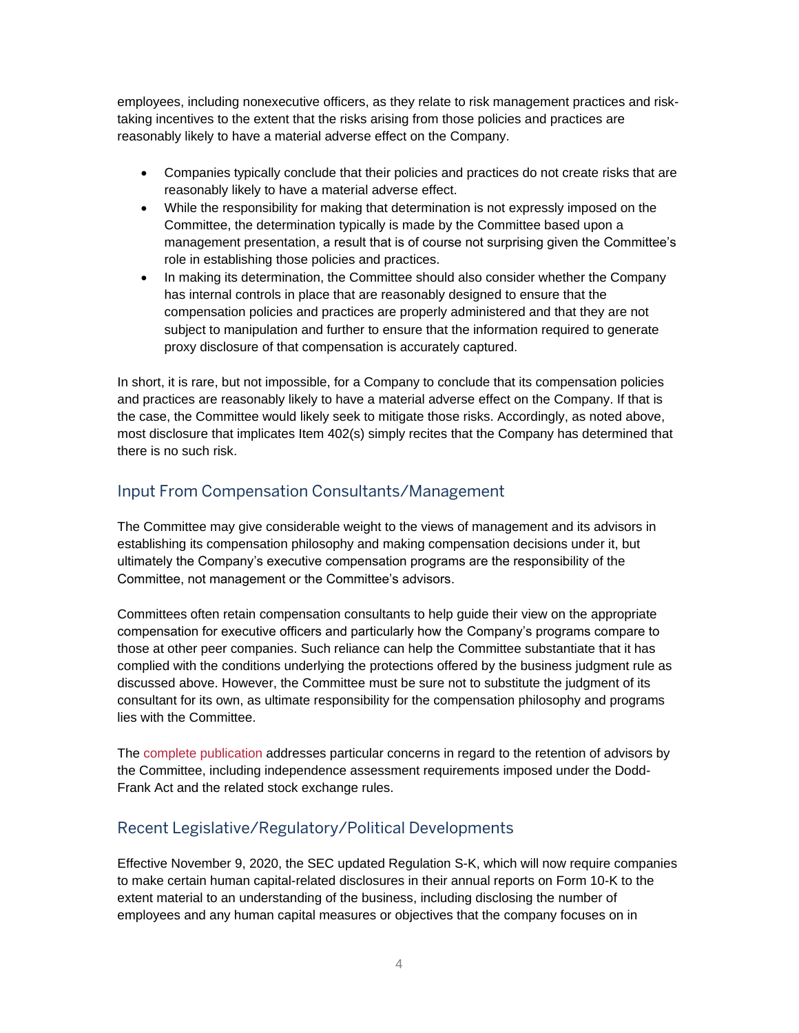employees, including nonexecutive officers, as they relate to risk management practices and risk-taking incentives to the extent that the risks arising from those policies and practices are reasonably likely to have a material adverse effect on the Company.

- Companies typically conclude that their policies and practices do not create risks that are reasonably likely to have a material adverse effect.
- While the responsibility for making that determination is not expressly imposed on the Committee, the determination typically is made by the Committee based upon a management presentation, a result that is of course not surprising given the Committee's role in establishing those policies and practices.
- In making its determination, the Committee should also consider whether the Company has internal controls in place that are reasonably designed to ensure that the compensation policies and practices are properly administered and that they are not subject to manipulation and further to ensure that the information required to generate proxy disclosure of that compensation is accurately captured.

In short, it is rare, but not impossible, for a Company to conclude that its compensation policies and practices are reasonably likely to have a material adverse effect on the Company. If that is the case, the Committee would likely seek to mitigate those risks. Accordingly, as noted above, most disclosure that implicates Item 402(s) simply recites that the Company has determined that there is no such risk.

## Input From Compensation Consultants/Management

The Committee may give considerable weight to the views of management and its advisors in establishing its compensation philosophy and making compensation decisions under it, but ultimately the Company's executive compensation programs are the responsibility of the Committee, not management or the Committee's advisors.

Committees often retain compensation consultants to help guide their view on the appropriate compensation for executive officers and particularly how the Company's programs compare to those at other peer companies. Such reliance can help the Committee substantiate that it has complied with the conditions underlying the protections offered by the business judgment rule as discussed above. However, the Committee must be sure not to substitute the judgment of its consultant for its own, as ultimate responsibility for the compensation philosophy and programs lies with the Committee.

The complete publication addresses particular concerns in regard to the retention of advisors by the Committee, including independence assessment requirements imposed under the Dodd-Frank Act and the related stock exchange rules.

## Recent Legislative/Regulatory/Political Developments

Effective November 9, 2020, the SEC updated Regulation S-K, which will now require companies to make certain human capital-related disclosures in their annual reports on Form 10-K to the extent material to an understanding of the business, including disclosing the number of employees and any human capital measures or objectives that the company focuses on in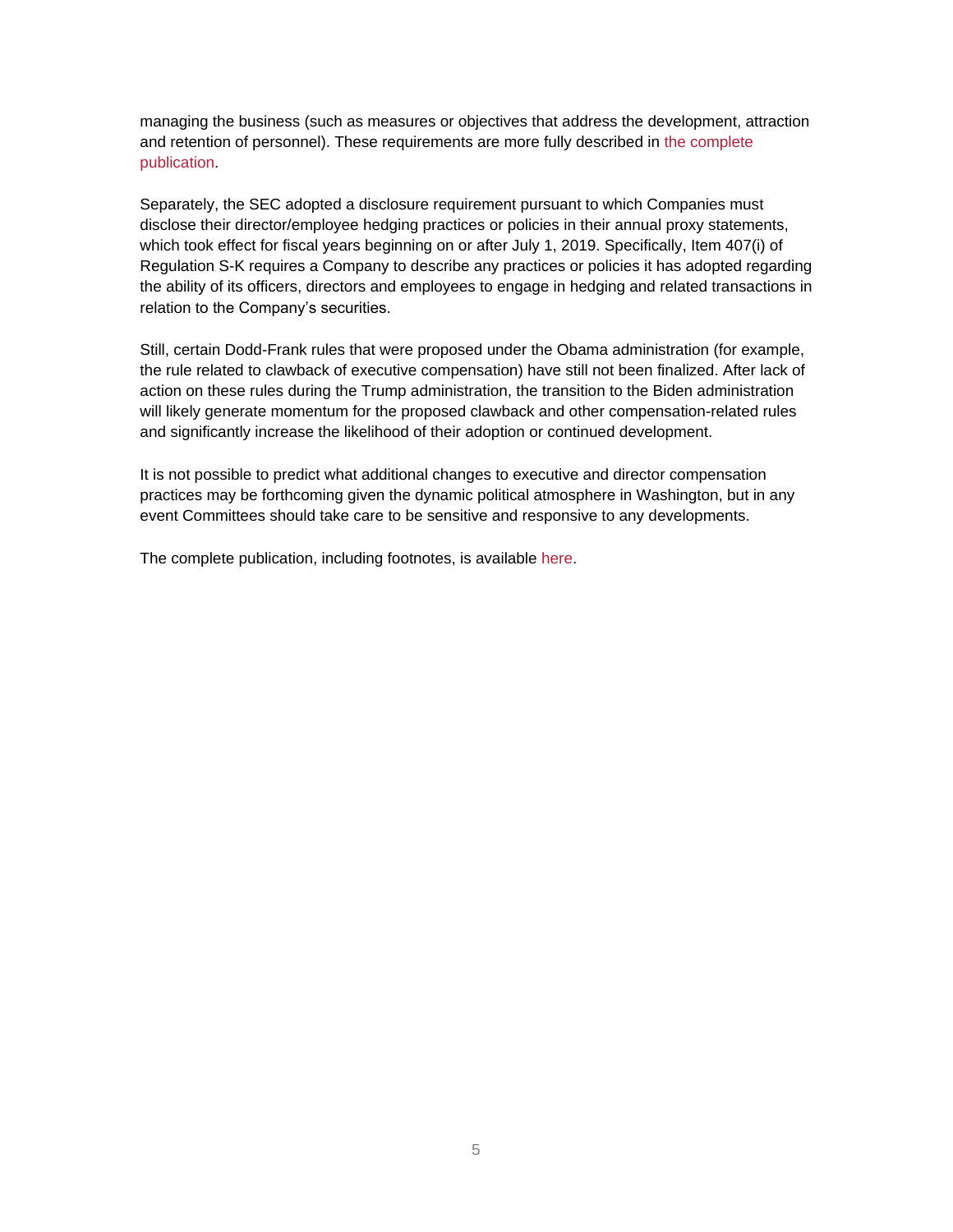managing the business (such as measures or objectives that address the development, attraction and retention of personnel). These requirements are more fully described in the complete publication.

Separately, the SEC adopted a disclosure requirement pursuant to which Companies must disclose their director/employee hedging practices or policies in their annual proxy statements, which took effect for fiscal years beginning on or after July 1, 2019. Specifically, Item 407(i) of Regulation S-K requires a Company to describe any practices or policies it has adopted regarding the ability of its officers, directors and employees to engage in hedging and related transactions in relation to the Company's securities.

Still, certain Dodd-Frank rules that were proposed under the Obama administration (for example, the rule related to clawback of executive compensation) have still not been finalized. After lack of action on these rules during the Trump administration, the transition to the Biden administration will likely generate momentum for the proposed clawback and other compensation-related rules and significantly increase the likelihood of their adoption or continued development.

It is not possible to predict what additional changes to executive and director compensation practices may be forthcoming given the dynamic political atmosphere in Washington, but in any event Committees should take care to be sensitive and responsive to any developments.

The complete publication, including footnotes, is available here.